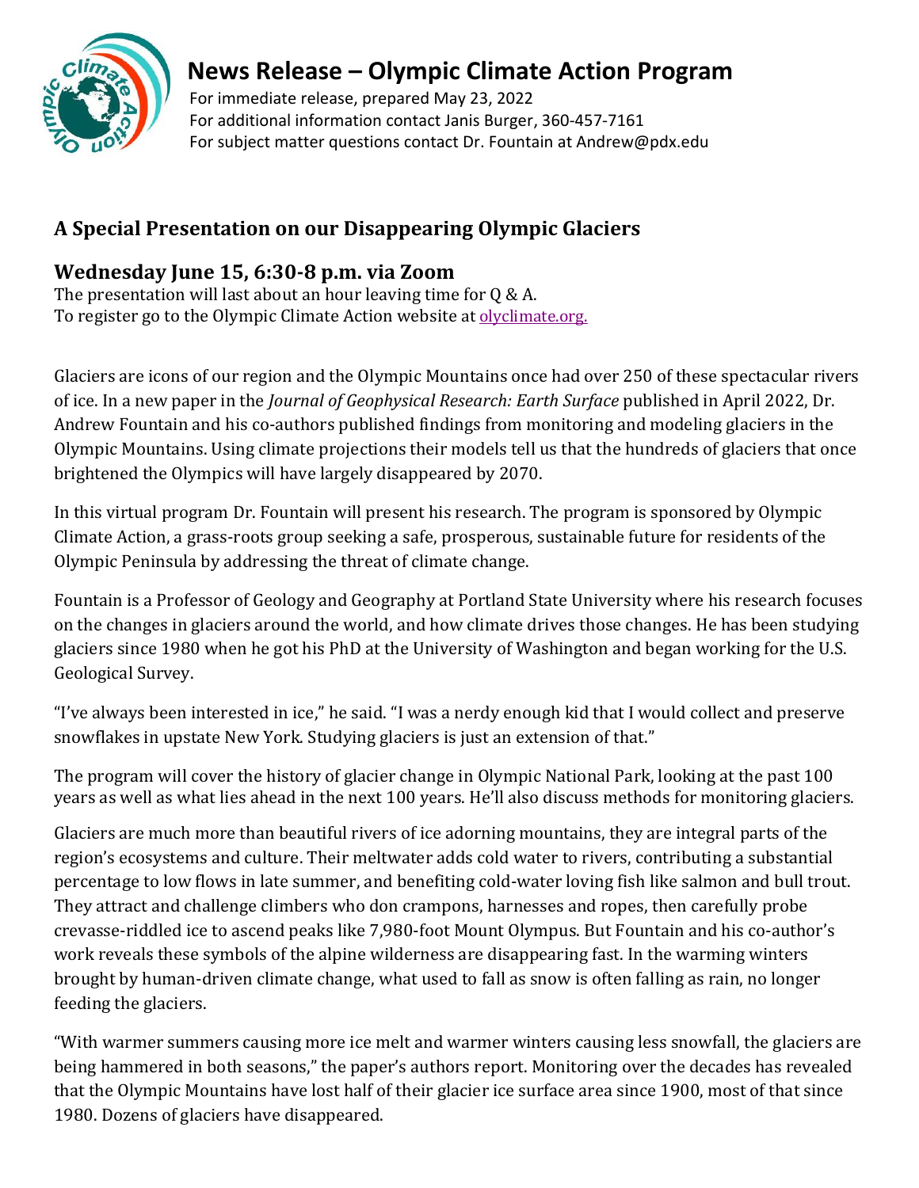# News Release – Olympic Climate Action Program

For immediate release, prepared May 23, 2022
For additional information contact Janis Burger, 360-457-7161
For subject matter questions contact Dr. Fountain at Andrew@pdx.edu

## A Special Presentation on our Disappearing Olympic Glaciers

### Wednesday June 15, 6:30-8 p.m. via Zoom

The presentation will last about an hour leaving time for Q & A.
To register go to the Olympic Climate Action website at olyclimate.org.

Glaciers are icons of our region and the Olympic Mountains once had over 250 of these spectacular rivers of ice. In a new paper in the *Journal of Geophysical Research: Earth Surface* published in April 2022, Dr. Andrew Fountain and his co-authors published findings from monitoring and modeling glaciers in the Olympic Mountains. Using climate projections their models tell us that the hundreds of glaciers that once brightened the Olympics will have largely disappeared by 2070.

In this virtual program Dr. Fountain will present his research. The program is sponsored by Olympic Climate Action, a grass-roots group seeking a safe, prosperous, sustainable future for residents of the Olympic Peninsula by addressing the threat of climate change.

Fountain is a Professor of Geology and Geography at Portland State University where his research focuses on the changes in glaciers around the world, and how climate drives those changes. He has been studying glaciers since 1980 when he got his PhD at the University of Washington and began working for the U.S. Geological Survey.

"I've always been interested in ice," he said. "I was a nerdy enough kid that I would collect and preserve snowflakes in upstate New York. Studying glaciers is just an extension of that."

The program will cover the history of glacier change in Olympic National Park, looking at the past 100 years as well as what lies ahead in the next 100 years. He'll also discuss methods for monitoring glaciers.

Glaciers are much more than beautiful rivers of ice adorning mountains, they are integral parts of the region's ecosystems and culture. Their meltwater adds cold water to rivers, contributing a substantial percentage to low flows in late summer, and benefiting cold-water loving fish like salmon and bull trout. They attract and challenge climbers who don crampons, harnesses and ropes, then carefully probe crevasse-riddled ice to ascend peaks like 7,980-foot Mount Olympus. But Fountain and his co-author's work reveals these symbols of the alpine wilderness are disappearing fast. In the warming winters brought by human-driven climate change, what used to fall as snow is often falling as rain, no longer feeding the glaciers.

"With warmer summers causing more ice melt and warmer winters causing less snowfall, the glaciers are being hammered in both seasons," the paper's authors report. Monitoring over the decades has revealed that the Olympic Mountains have lost half of their glacier ice surface area since 1900, most of that since 1980. Dozens of glaciers have disappeared.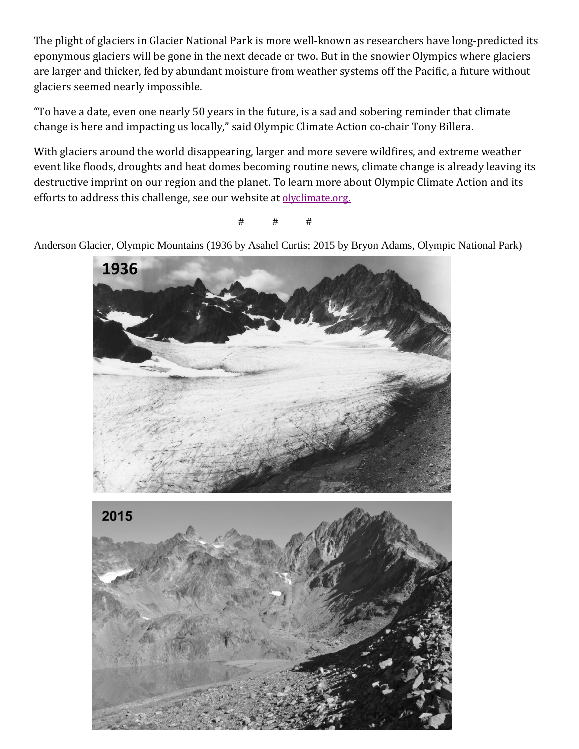The plight of glaciers in Glacier National Park is more well-known as researchers have long-predicted its eponymous glaciers will be gone in the next decade or two. But in the snowier Olympics where glaciers are larger and thicker, fed by abundant moisture from weather systems off the Pacific, a future without glaciers seemed nearly impossible.

"To have a date, even one nearly 50 years in the future, is a sad and sobering reminder that climate change is here and impacting us locally," said Olympic Climate Action co-chair Tony Billera.

With glaciers around the world disappearing, larger and more severe wildfires, and extreme weather event like floods, droughts and heat domes becoming routine news, climate change is already leaving its destructive imprint on our region and the planet. To learn more about Olympic Climate Action and its efforts to address this challenge, see our website at olyclimate.org.

# # #

Anderson Glacier, Olympic Mountains (1936 by Asahel Curtis; 2015 by Bryon Adams, Olympic National Park)

1936

2015